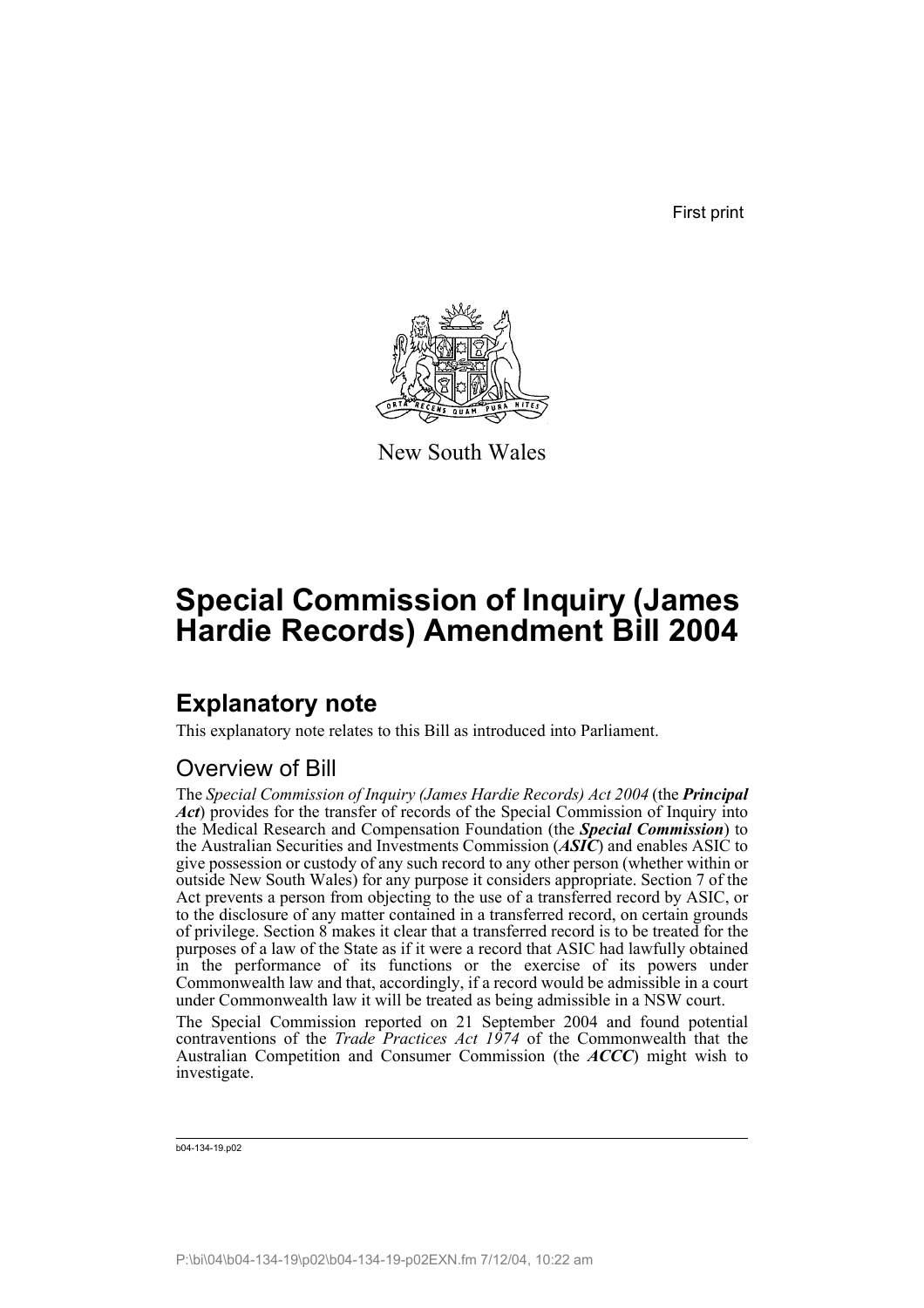First print

New South Wales

# Special Commission of Inquiry (James Hardie Records) Amendment Bill 2004

## Explanatory note

This explanatory note relates to this Bill as introduced into Parliament.

### Overview of Bill

The *Special Commission of Inquiry (James Hardie Records) Act 2004* (the ***Principal Act***) provides for the transfer of records of the Special Commission of Inquiry into the Medical Research and Compensation Foundation (the ***Special Commission***) to the Australian Securities and Investments Commission (***ASIC***) and enables ASIC to give possession or custody of any such record to any other person (whether within or outside New South Wales) for any purpose it considers appropriate. Section 7 of the Act prevents a person from objecting to the use of a transferred record by ASIC, or to the disclosure of any matter contained in a transferred record, on certain grounds of privilege. Section 8 makes it clear that a transferred record is to be treated for the purposes of a law of the State as if it were a record that ASIC had lawfully obtained in the performance of its functions or the exercise of its powers under Commonwealth law and that, accordingly, if a record would be admissible in a court under Commonwealth law it will be treated as being admissible in a NSW court.

The Special Commission reported on 21 September 2004 and found potential contraventions of the *Trade Practices Act 1974* of the Commonwealth that the Australian Competition and Consumer Commission (the ***ACCC***) might wish to investigate.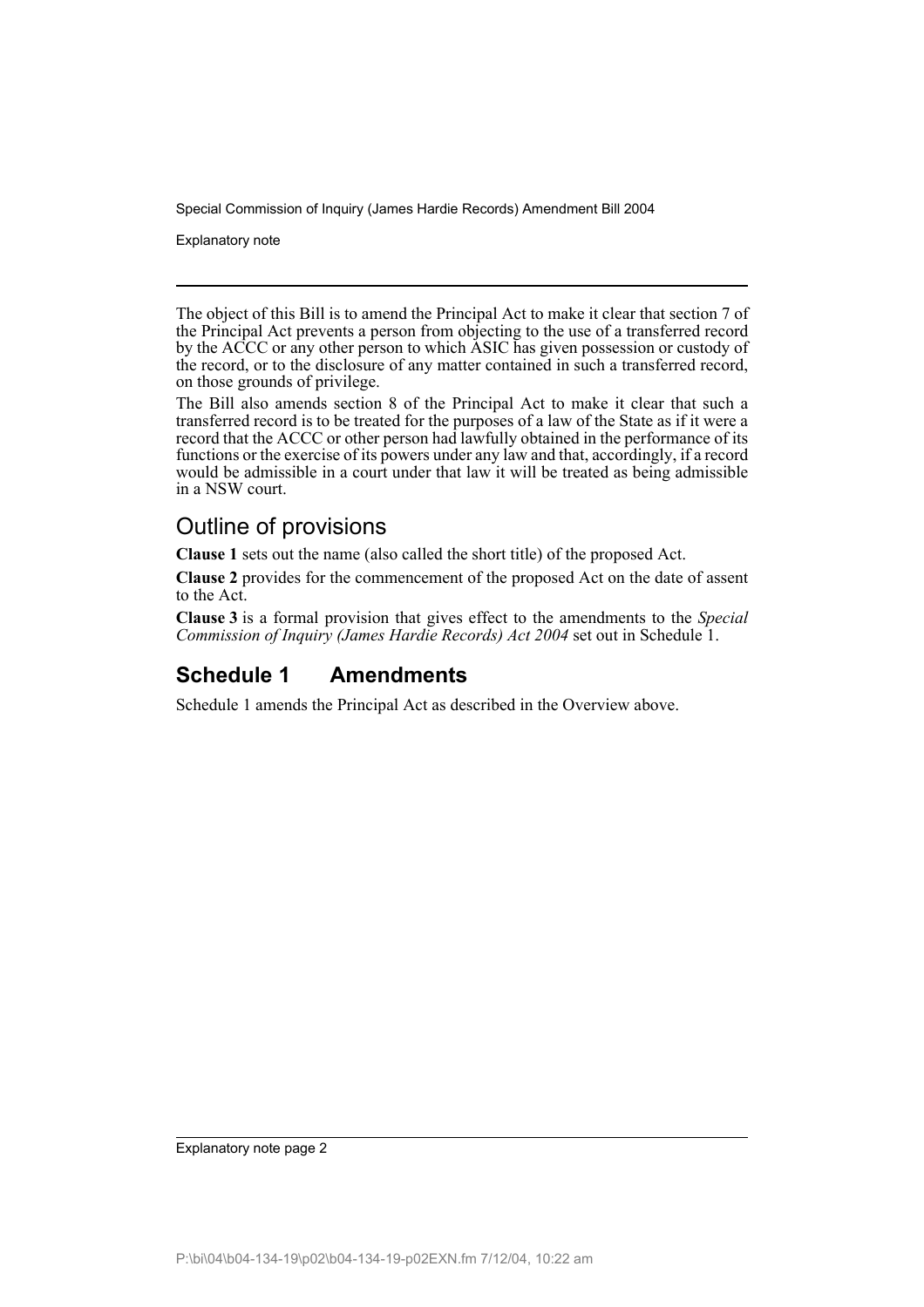The object of this Bill is to amend the Principal Act to make it clear that section 7 of the Principal Act prevents a person from objecting to the use of a transferred record by the ACCC or any other person to which ASIC has given possession or custody of the record, or to the disclosure of any matter contained in such a transferred record, on those grounds of privilege.

The Bill also amends section 8 of the Principal Act to make it clear that such a transferred record is to be treated for the purposes of a law of the State as if it were a record that the ACCC or other person had lawfully obtained in the performance of its functions or the exercise of its powers under any law and that, accordingly, if a record would be admissible in a court under that law it will be treated as being admissible in a NSW court.

## Outline of provisions

**Clause 1** sets out the name (also called the short title) of the proposed Act.

**Clause 2** provides for the commencement of the proposed Act on the date of assent to the Act.

**Clause 3** is a formal provision that gives effect to the amendments to the *Special Commission of Inquiry (James Hardie Records) Act 2004* set out in Schedule 1.

## Schedule 1 Amendments

Schedule 1 amends the Principal Act as described in the Overview above.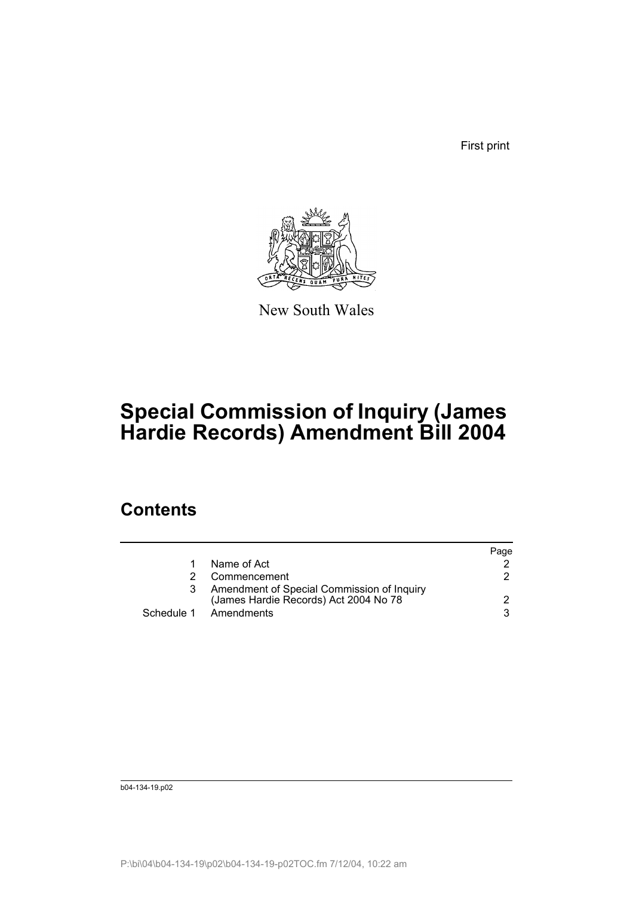First print

New South Wales

# Special Commission of Inquiry (James Hardie Records) Amendment Bill 2004

## Contents

| | | Page |
|---|---|---|
| 1 | Name of Act | 2 |
| 2 | Commencement | 2 |
| 3 | Amendment of Special Commission of Inquiry (James Hardie Records) Act 2004 No 78 | 2 |
| Schedule 1 | Amendments | 3 |

b04-134-19.p02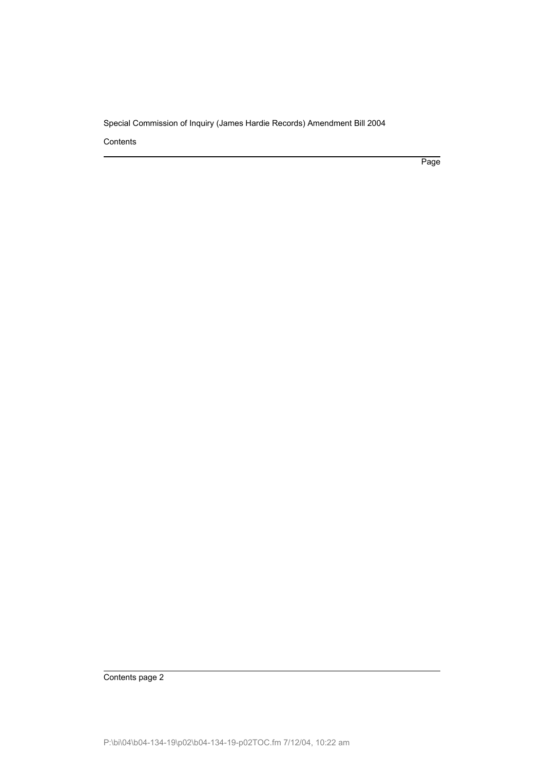Contents

Page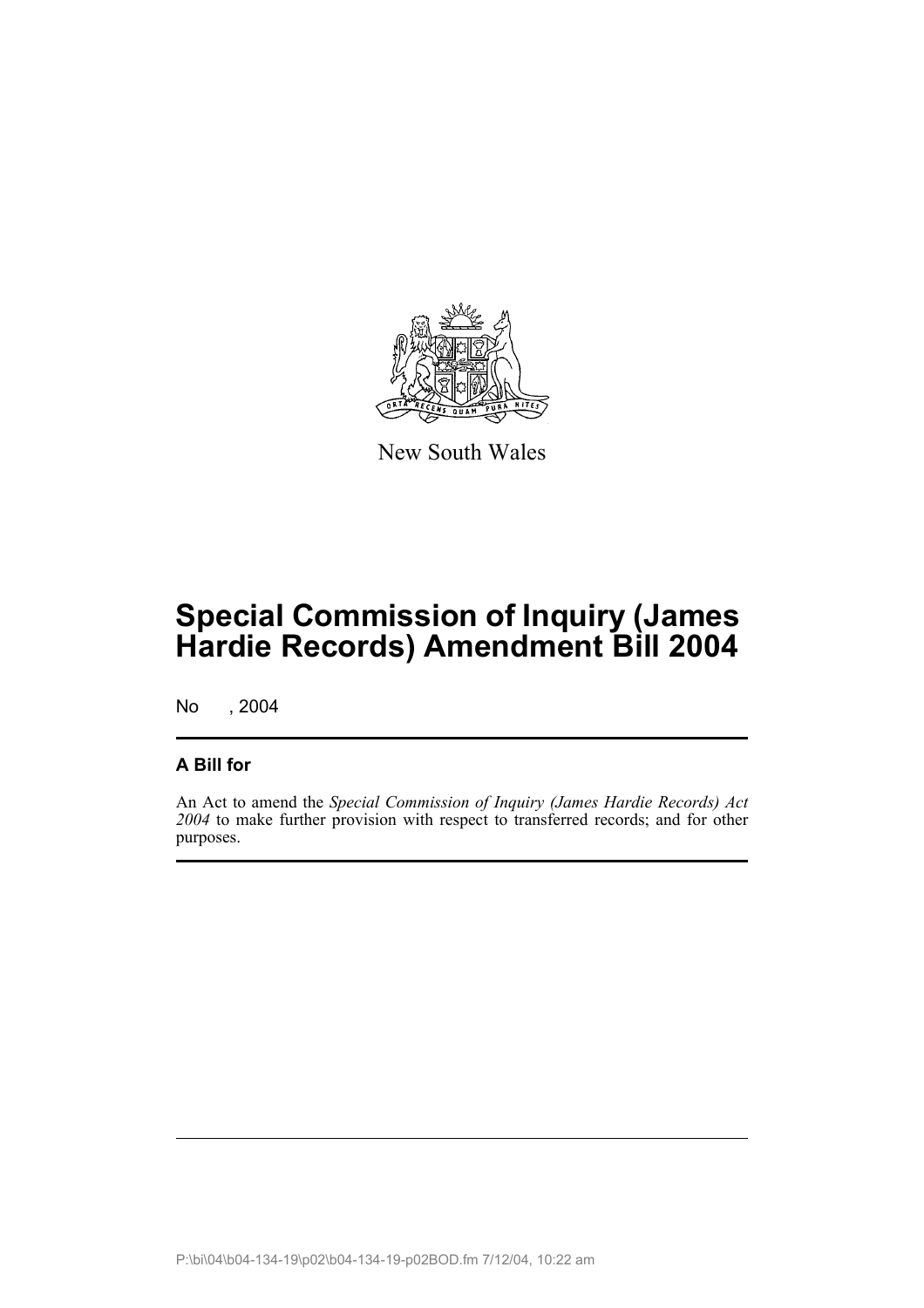New South Wales

# Special Commission of Inquiry (James Hardie Records) Amendment Bill 2004

No , 2004

## A Bill for

An Act to amend the *Special Commission of Inquiry (James Hardie Records) Act 2004* to make further provision with respect to transferred records; and for other purposes.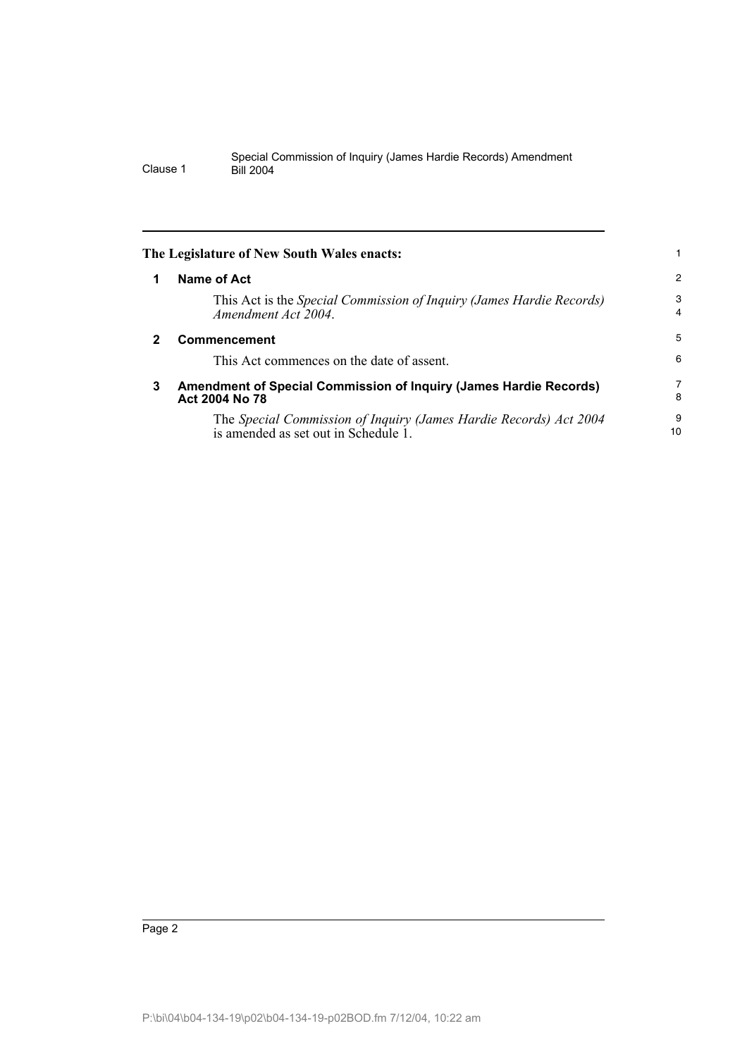**The Legislature of New South Wales enacts:**

## 1 Name of Act

This Act is the *Special Commission of Inquiry (James Hardie Records) Amendment Act 2004*.

## 2 Commencement

This Act commences on the date of assent.

## 3 Amendment of Special Commission of Inquiry (James Hardie Records) Act 2004 No 78

The *Special Commission of Inquiry (James Hardie Records) Act 2004* is amended as set out in Schedule 1.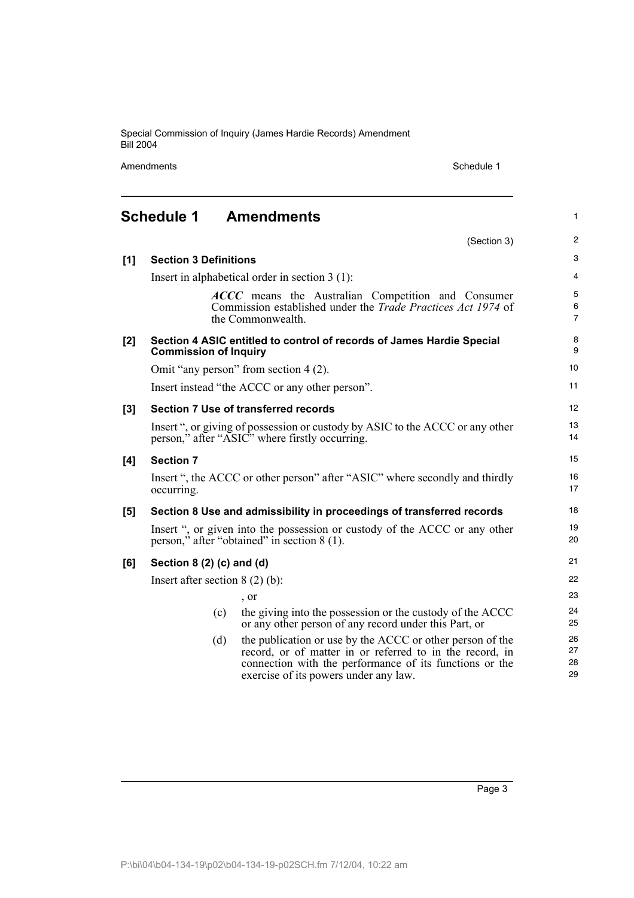# Schedule 1 Amendments

(Section 3)

**[1] Section 3 Definitions**

Insert in alphabetical order in section 3 (1):

> ***ACCC*** means the Australian Competition and Consumer Commission established under the *Trade Practices Act 1974* of the Commonwealth.

**[2] Section 4 ASIC entitled to control of records of James Hardie Special Commission of Inquiry**

Omit "any person" from section 4 (2).

Insert instead "the ACCC or any other person".

**[3] Section 7 Use of transferred records**

Insert ", or giving of possession or custody by ASIC to the ACCC or any other person," after "ASIC" where firstly occurring.

**[4] Section 7**

Insert ", the ACCC or other person" after "ASIC" where secondly and thirdly occurring.

**[5] Section 8 Use and admissibility in proceedings of transferred records**

Insert ", or given into the possession or custody of the ACCC or any other person," after "obtained" in section 8 (1).

**[6] Section 8 (2) (c) and (d)**

Insert after section 8 (2) (b):

> , or
>
> (c) the giving into the possession or the custody of the ACCC or any other person of any record under this Part, or
>
> (d) the publication or use by the ACCC or other person of the record, or of matter in or referred to in the record, in connection with the performance of its functions or the exercise of its powers under any law.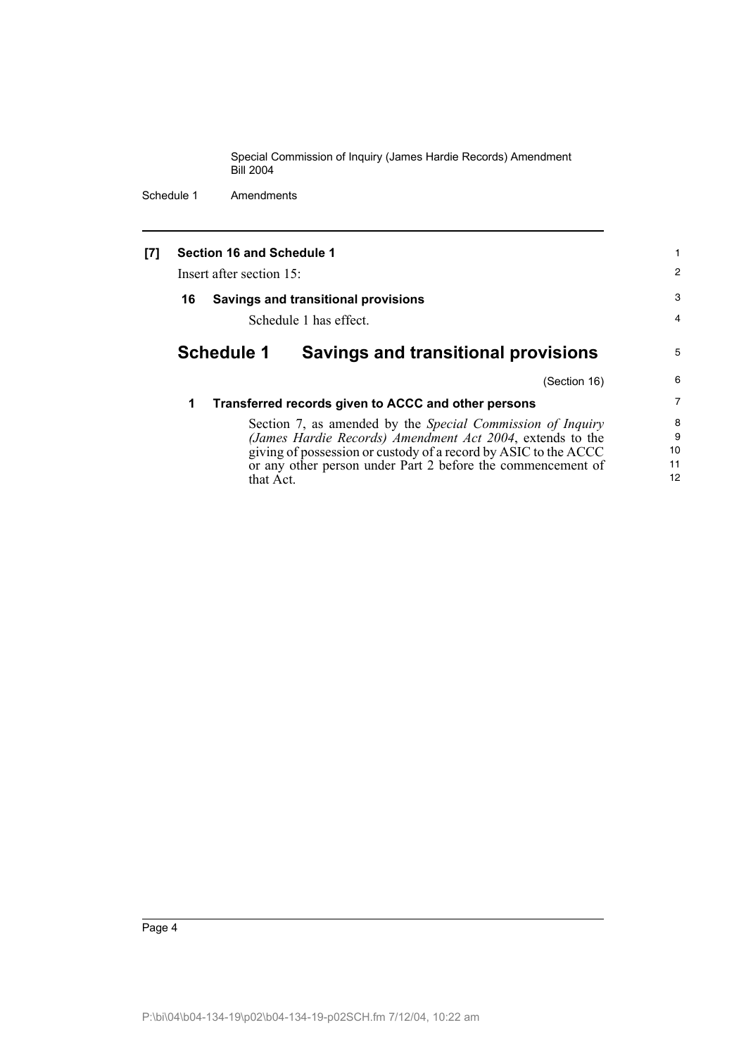**[7] Section 16 and Schedule 1**

Insert after section 15:

**16 Savings and transitional provisions**

Schedule 1 has effect.

## Schedule 1 Savings and transitional provisions

(Section 16)

**1 Transferred records given to ACCC and other persons**

Section 7, as amended by the *Special Commission of Inquiry (James Hardie Records) Amendment Act 2004*, extends to the giving of possession or custody of a record by ASIC to the ACCC or any other person under Part 2 before the commencement of that Act.